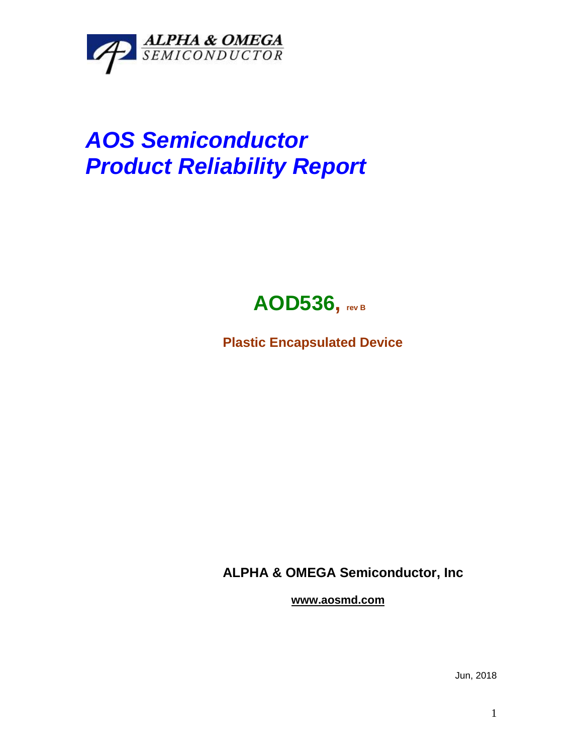ALPHA & OMEGA
SEMICONDUCTOR

# *AOS Semiconductor*
# *Product Reliability Report*

## AOD536, rev B

**Plastic Encapsulated Device**

**ALPHA & OMEGA Semiconductor, Inc**

**www.aosmd.com**

Jun, 2018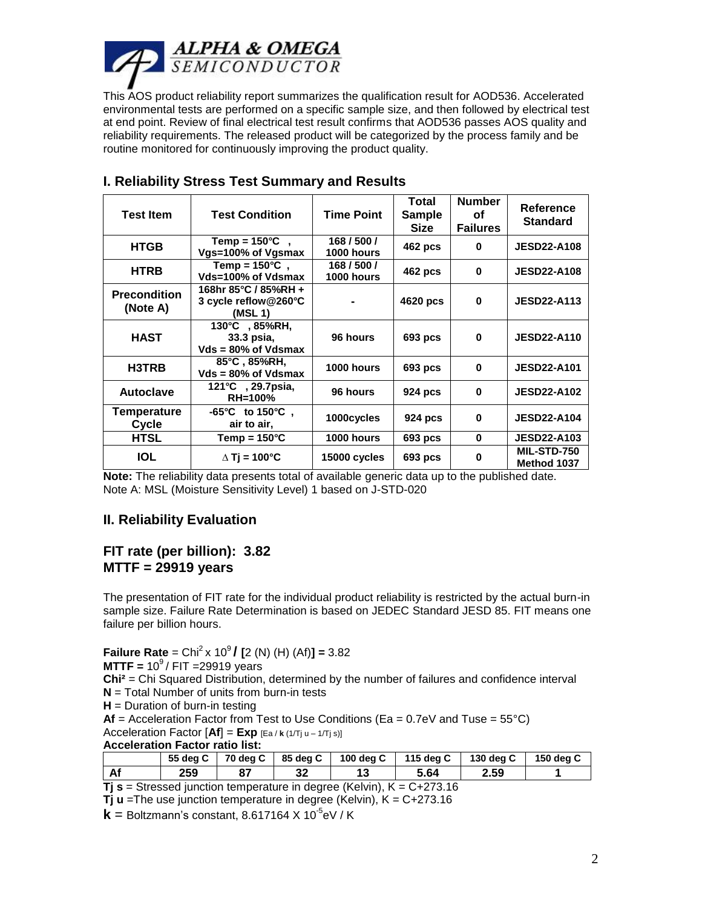This AOS product reliability report summarizes the qualification result for AOD536. Accelerated environmental tests are performed on a specific sample size, and then followed by electrical test at end point. Review of final electrical test result confirms that AOD536 passes AOS quality and reliability requirements. The released product will be categorized by the process family and be routine monitored for continuously improving the product quality.

## I. Reliability Stress Test Summary and Results

| Test Item | Test Condition | Time Point | Total Sample Size | Number of Failures | Reference Standard |
|---|---|---|---|---|---|
| HTGB | Temp = 150°C , Vgs=100% of Vgsmax | 168 / 500 / 1000 hours | 462 pcs | 0 | JESD22-A108 |
| HTRB | Temp = 150°C , Vds=100% of Vdsmax | 168 / 500 / 1000 hours | 462 pcs | 0 | JESD22-A108 |
| Precondition (Note A) | 168hr 85°C / 85%RH + 3 cycle reflow@260°C (MSL 1) | - | 4620 pcs | 0 | JESD22-A113 |
| HAST | 130°C , 85%RH, 33.3 psia, Vds = 80% of Vdsmax | 96 hours | 693 pcs | 0 | JESD22-A110 |
| H3TRB | 85°C , 85%RH, Vds = 80% of Vdsmax | 1000 hours | 693 pcs | 0 | JESD22-A101 |
| Autoclave | 121°C , 29.7psia, RH=100% | 96 hours | 924 pcs | 0 | JESD22-A102 |
| Temperature Cycle | -65°C to 150°C , air to air, | 1000cycles | 924 pcs | 0 | JESD22-A104 |
| HTSL | Temp = 150°C | 1000 hours | 693 pcs | 0 | JESD22-A103 |
| IOL | $\Delta$ Tj = 100°C | 15000 cycles | 693 pcs | 0 | MIL-STD-750 Method 1037 |

**Note:** The reliability data presents total of available generic data up to the published date.
Note A: MSL (Moisture Sensitivity Level) 1 based on J-STD-020

## II. Reliability Evaluation

### FIT rate (per billion): 3.82
### MTTF = 29919 years

The presentation of FIT rate for the individual product reliability is restricted by the actual burn-in sample size. Failure Rate Determination is based on JEDEC Standard JESD 85. FIT means one failure per billion hours.

**Failure Rate** = $Chi^2 \times 10^9$ **/ [**2 (N) (H) (Af)**] =** 3.82
**MTTF =** $10^9$ / FIT =29919 years
**Chi²** = Chi Squared Distribution, determined by the number of failures and confidence interval
**N** = Total Number of units from burn-in tests
**H** = Duration of burn-in testing
**Af** = Acceleration Factor from Test to Use Conditions (Ea = 0.7eV and Tuse = 55°C)
Acceleration Factor [**Af**] = **Exp** [Ea / **k** (1/Tj u – 1/Tj s)]
**Acceleration Factor ratio list:**

| | 55 deg C | 70 deg C | 85 deg C | 100 deg C | 115 deg C | 130 deg C | 150 deg C |
|---|---|---|---|---|---|---|---|
| Af | 259 | 87 | 32 | 13 | 5.64 | 2.59 | 1 |

**Tj s** = Stressed junction temperature in degree (Kelvin), K = C+273.16
**Tj u** =The use junction temperature in degree (Kelvin), K = C+273.16
**k** = Boltzmann's constant, 8.617164 X $10^{-5}$eV / K